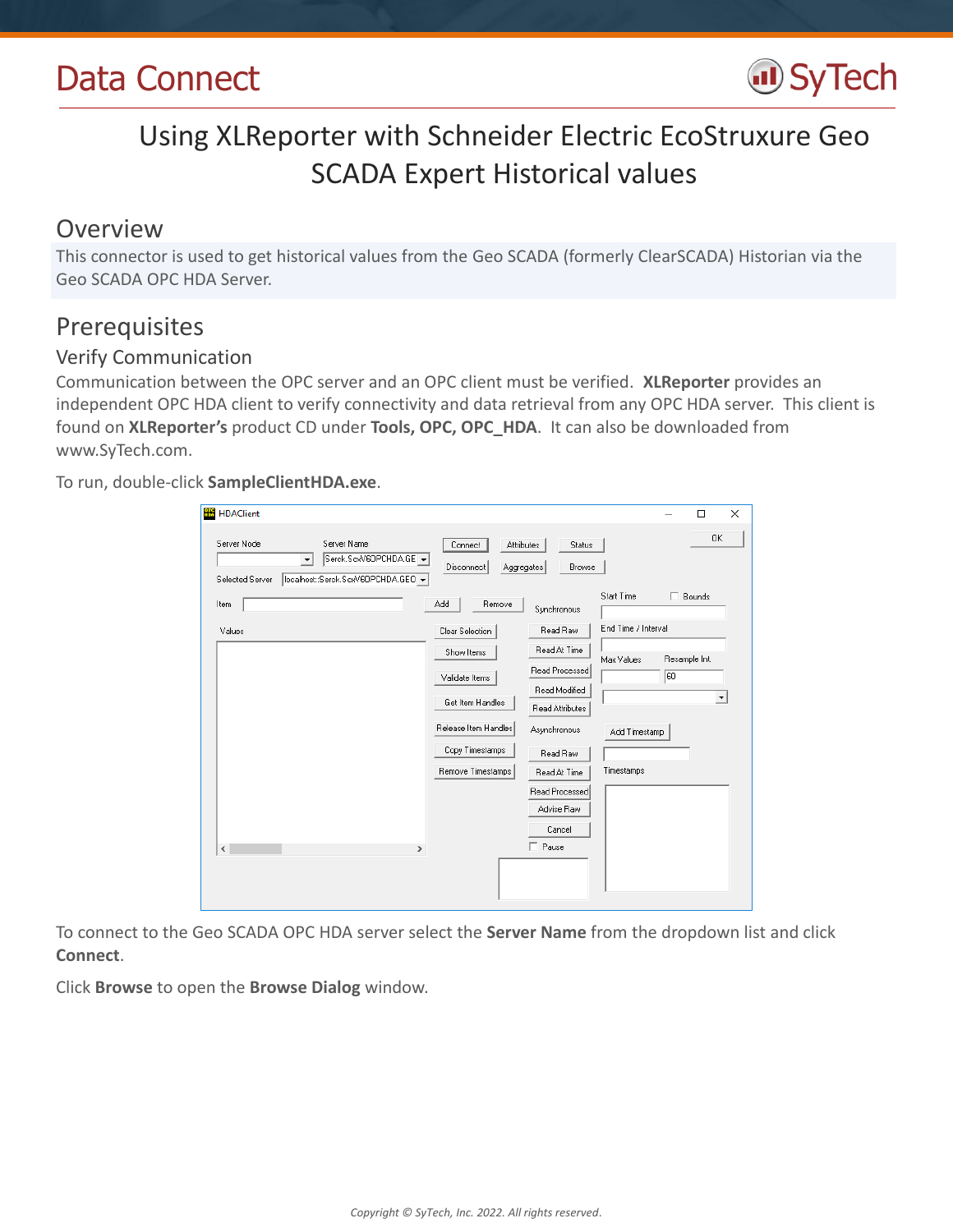# Data Connect

## Using XLReporter with Schneider Electric EcoStruxure Geo SCADA Expert Historical values

## Overview

This connector is used to get historical values from the Geo SCADA (formerly ClearSCADA) Historian via the Geo SCADA OPC HDA Server.

## Prerequisites

### Verify Communication

Communication between the OPC server and an OPC client must be verified. **XLReporter** provides an independent OPC HDA client to verify connectivity and data retrieval from any OPC HDA server. This client is found on **XLReporter's** product CD under **Tools, OPC, OPC_HDA**. It can also be downloaded from www.SyTech.com.

To run, double-click **SampleClientHDA.exe**.

To connect to the Geo SCADA OPC HDA server select the **Server Name** from the dropdown list and click **Connect**.

Click **Browse** to open the **Browse Dialog** window.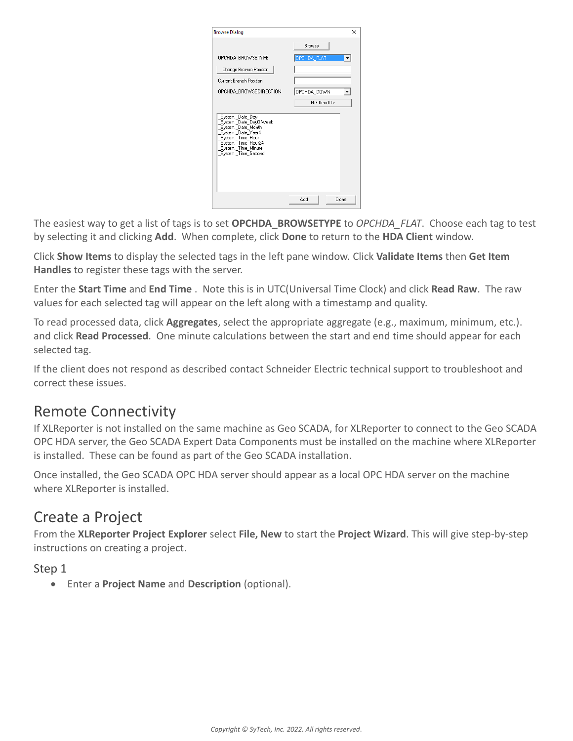The easiest way to get a list of tags is to set **OPCHDA_BROWSETYPE** to *OPCHDA_FLAT*. Choose each tag to test by selecting it and clicking **Add**. When complete, click **Done** to return to the **HDA Client** window.

Click **Show Items** to display the selected tags in the left pane window. Click **Validate Items** then **Get Item Handles** to register these tags with the server.

Enter the **Start Time** and **End Time** . Note this is in UTC(Universal Time Clock) and click **Read Raw**. The raw values for each selected tag will appear on the left along with a timestamp and quality.

To read processed data, click **Aggregates**, select the appropriate aggregate (e.g., maximum, minimum, etc.). and click **Read Processed**. One minute calculations between the start and end time should appear for each selected tag.

If the client does not respond as described contact Schneider Electric technical support to troubleshoot and correct these issues.

## Remote Connectivity

If XLReporter is not installed on the same machine as Geo SCADA, for XLReporter to connect to the Geo SCADA OPC HDA server, the Geo SCADA Expert Data Components must be installed on the machine where XLReporter is installed. These can be found as part of the Geo SCADA installation.

Once installed, the Geo SCADA OPC HDA server should appear as a local OPC HDA server on the machine where XLReporter is installed.

## Create a Project

From the **XLReporter Project Explorer** select **File, New** to start the **Project Wizard**. This will give step-by-step instructions on creating a project.

### Step 1

- Enter a **Project Name** and **Description** (optional).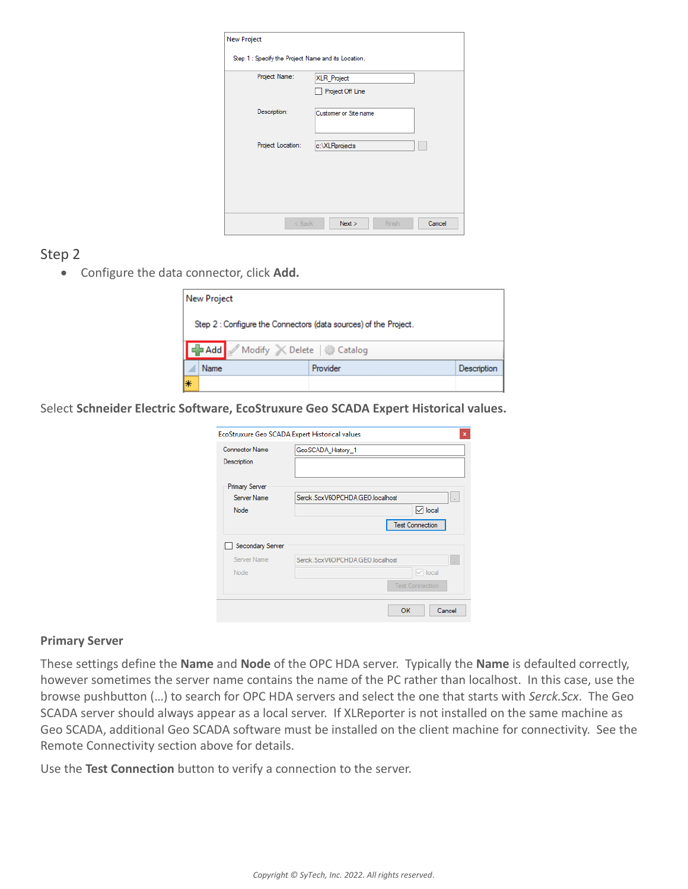## Step 2

- Configure the data connector, click **Add.**

Select **Schneider Electric Software, EcoStruxure Geo SCADA Expert Historical values.**

### Primary Server

These settings define the **Name** and **Node** of the OPC HDA server. Typically the **Name** is defaulted correctly, however sometimes the server name contains the name of the PC rather than localhost. In this case, use the browse pushbutton (…) to search for OPC HDA servers and select the one that starts with *Serck.Scx*. The Geo SCADA server should always appear as a local server. If XLReporter is not installed on the same machine as Geo SCADA, additional Geo SCADA software must be installed on the client machine for connectivity. See the Remote Connectivity section above for details.

Use the **Test Connection** button to verify a connection to the server.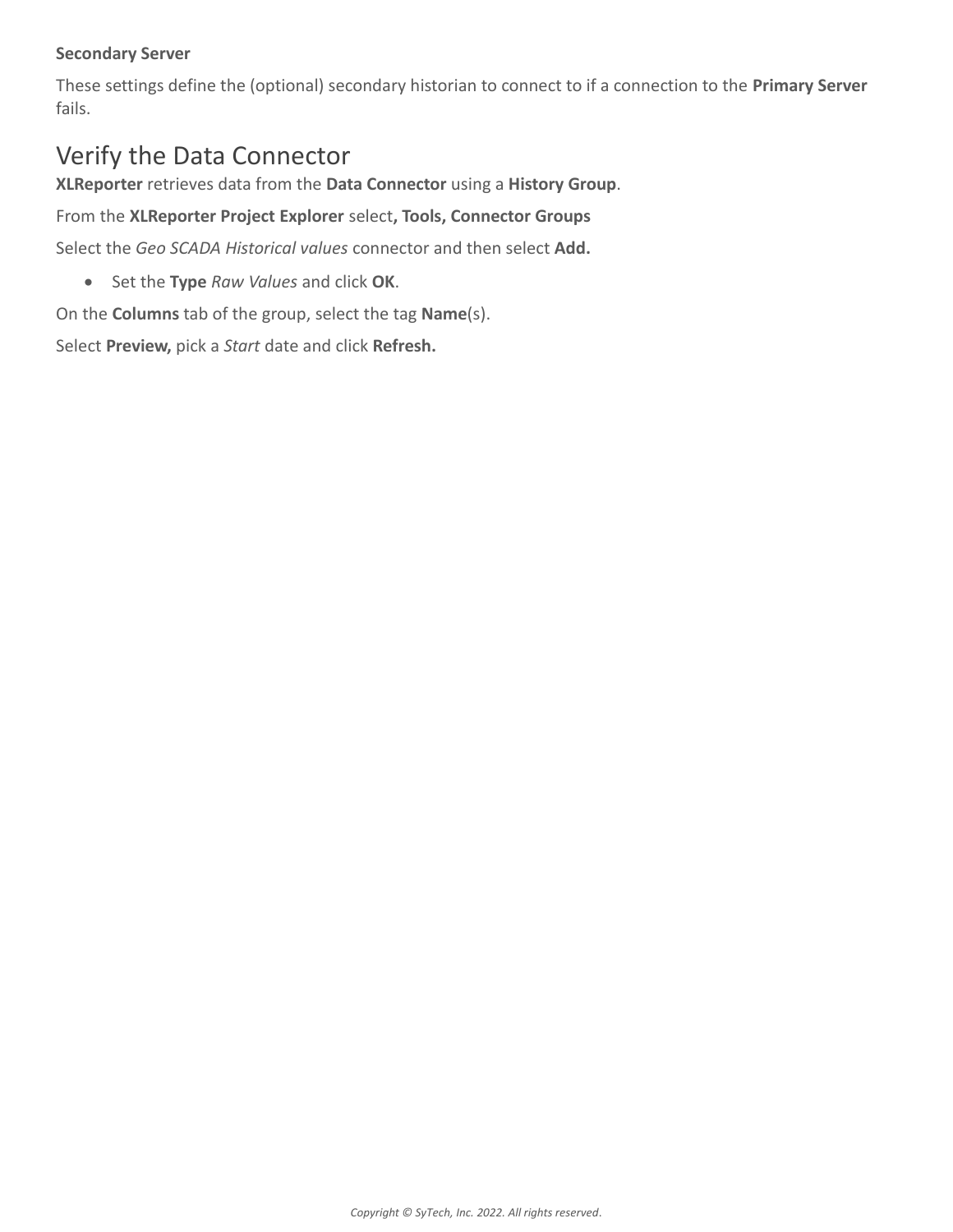**Secondary Server**

These settings define the (optional) secondary historian to connect to if a connection to the **Primary Server** fails.

# Verify the Data Connector

**XLReporter** retrieves data from the **Data Connector** using a **History Group**.

From the **XLReporter Project Explorer** select**, Tools, Connector Groups**

Select the *Geo SCADA Historical values* connector and then select **Add.**

- Set the **Type** *Raw Values* and click **OK**.

On the **Columns** tab of the group, select the tag **Name**(s).

Select **Preview,** pick a *Start* date and click **Refresh.**